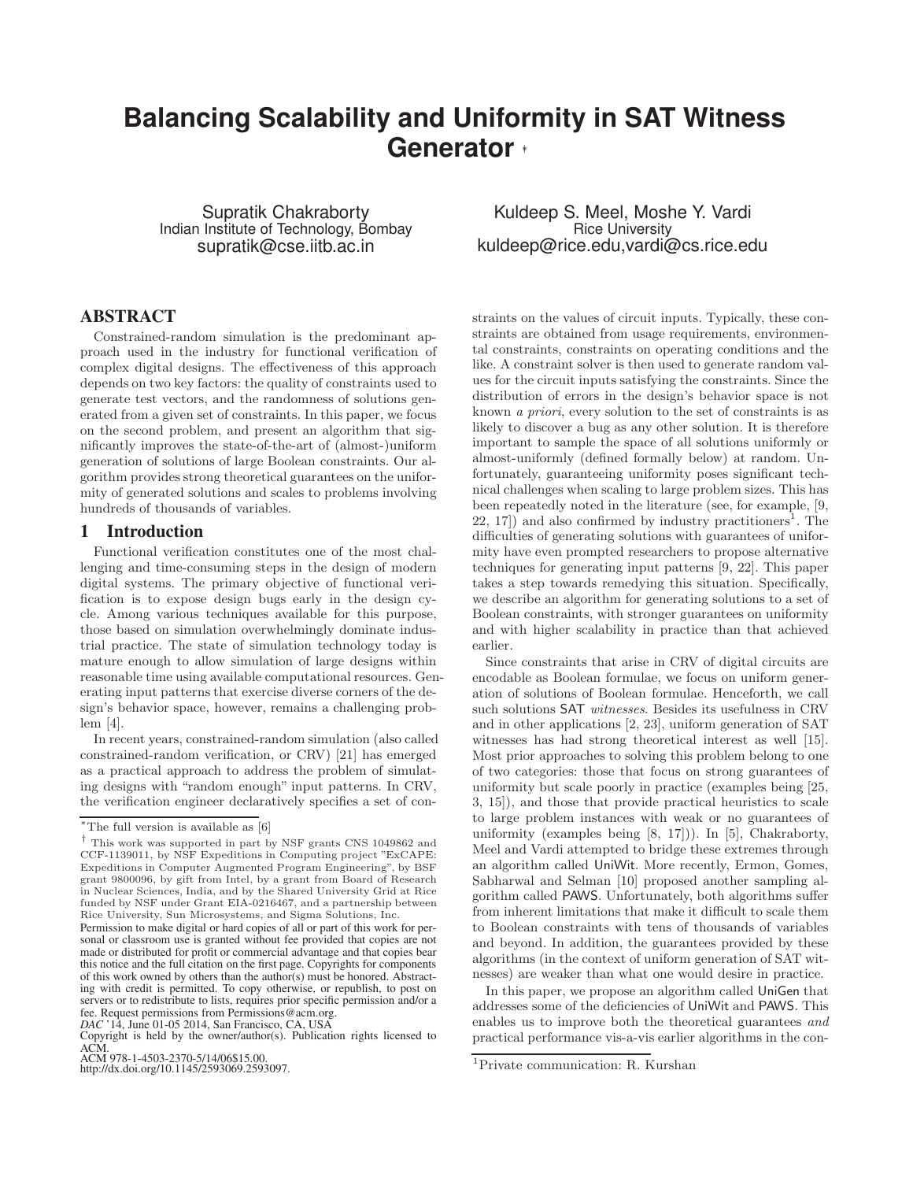# Balancing Scalability and Uniformity in SAT Witness Generator [*] [†]

Supratik Chakraborty
Indian Institute of Technology, Bombay
supratik@cse.iitb.ac.in

Kuldeep S. Meel, Moshe Y. Vardi
Rice University
kuldeep@rice.edu,vardi@cs.rice.edu

## ABSTRACT

Constrained-random simulation is the predominant approach used in the industry for functional verification of complex digital designs. The effectiveness of this approach depends on two key factors: the quality of constraints used to generate test vectors, and the randomness of solutions generated from a given set of constraints. In this paper, we focus on the second problem, and present an algorithm that significantly improves the state-of-the-art of (almost-)uniform generation of solutions of large Boolean constraints. Our algorithm provides strong theoretical guarantees on the uniformity of generated solutions and scales to problems involving hundreds of thousands of variables.

## 1 Introduction

Functional verification constitutes one of the most challenging and time-consuming steps in the design of modern digital systems. The primary objective of functional verification is to expose design bugs early in the design cycle. Among various techniques available for this purpose, those based on simulation overwhelmingly dominate industrial practice. The state of simulation technology today is mature enough to allow simulation of large designs within reasonable time using available computational resources. Generating input patterns that exercise diverse corners of the design's behavior space, however, remains a challenging problem [4].

In recent years, constrained-random simulation (also called constrained-random verification, or CRV) [21] has emerged as a practical approach to address the problem of simulating designs with "random enough" input patterns. In CRV, the verification engineer declaratively specifies a set of constraints on the values of circuit inputs. Typically, these constraints are obtained from usage requirements, environmental constraints, constraints on operating conditions and the like. A constraint solver is then used to generate random values for the circuit inputs satisfying the constraints. Since the distribution of errors in the design's behavior space is not known *a priori*, every solution to the set of constraints is as likely to discover a bug as any other solution. It is therefore important to sample the space of all solutions uniformly or almost-uniformly (defined formally below) at random. Unfortunately, guaranteeing uniformity poses significant technical challenges when scaling to large problem sizes. This has been repeatedly noted in the literature (see, for example, [9, 22, 17]) and also confirmed by industry practitioners[1]. The difficulties of generating solutions with guarantees of uniformity have even prompted researchers to propose alternative techniques for generating input patterns [9, 22]. This paper takes a step towards remedying this situation. Specifically, we describe an algorithm for generating solutions to a set of Boolean constraints, with stronger guarantees on uniformity and with higher scalability in practice than that achieved earlier.

Since constraints that arise in CRV of digital circuits are encodable as Boolean formulae, we focus on uniform generation of solutions of Boolean formulae. Henceforth, we call such solutions SAT *witnesses*. Besides its usefulness in CRV and in other applications [2, 23], uniform generation of SAT witnesses has had strong theoretical interest as well [15]. Most prior approaches to solving this problem belong to one of two categories: those that focus on strong guarantees of uniformity but scale poorly in practice (examples being [25, 3, 15]), and those that provide practical heuristics to scale to large problem instances with weak or no guarantees of uniformity (examples being [8, 17])). In [5], Chakraborty, Meel and Vardi attempted to bridge these extremes through an algorithm called UniWit. More recently, Ermon, Gomes, Sabharwal and Selman [10] proposed another sampling algorithm called PAWS. Unfortunately, both algorithms suffer from inherent limitations that make it difficult to scale them to Boolean constraints with tens of thousands of variables and beyond. In addition, the guarantees provided by these algorithms (in the context of uniform generation of SAT witnesses) are weaker than what one would desire in practice.

In this paper, we propose an algorithm called UniGen that addresses some of the deficiencies of UniWit and PAWS. This enables us to improve both the theoretical guarantees *and* practical performance vis-a-vis earlier algorithms in the con-

---

[*] The full version is available as [6]

[†] This work was supported in part by NSF grants CNS 1049862 and CCF-1139011, by NSF Expeditions in Computing project "ExCAPE: Expeditions in Computer Augmented Program Engineering", by BSF grant 9800096, by gift from Intel, by a grant from Board of Research in Nuclear Sciences, India, and by the Shared University Grid at Rice funded by NSF under Grant EIA-0216467, and a partnership between Rice University, Sun Microsystems, and Sigma Solutions, Inc.

Permission to make digital or hard copies of all or part of this work for personal or classroom use is granted without fee provided that copies are not made or distributed for profit or commercial advantage and that copies bear this notice and the full citation on the first page. Copyrights for components of this work owned by others than the author(s) must be honored. Abstracting with credit is permitted. To copy otherwise, or republish, to post on servers or to redistribute to lists, requires prior specific permission and/or a fee. Request permissions from Permissions@acm.org.
*DAC* '14, June 01-05 2014, San Francisco, CA, USA
Copyright is held by the owner/author(s). Publication rights licensed to ACM.
ACM 978-1-4503-2370-5/14/06$15.00.
http://dx.doi.org/10.1145/2593069.2593097.

[1] Private communication: R. Kurshan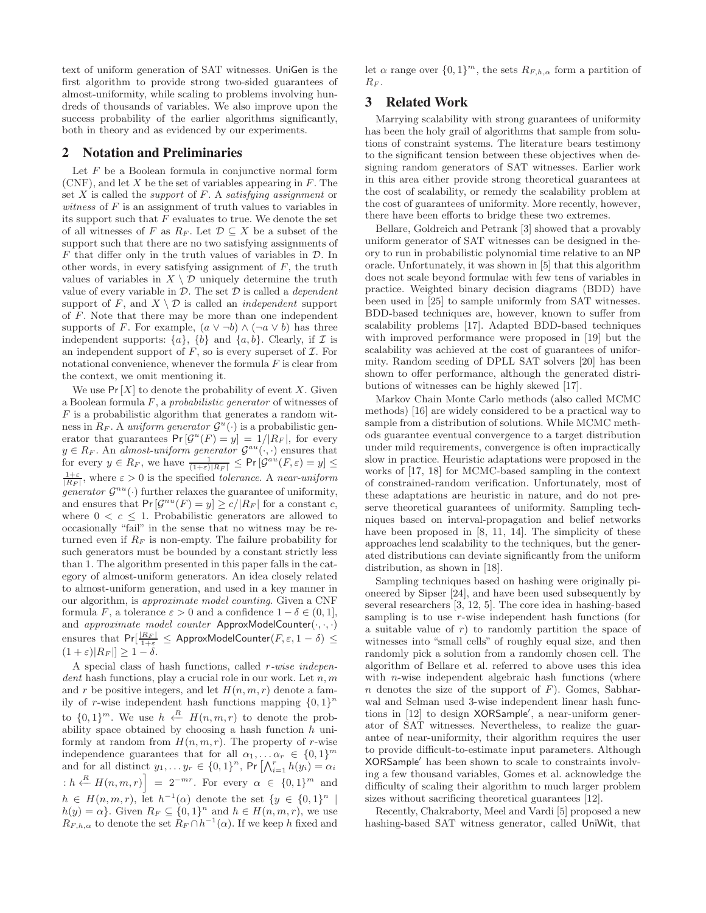text of uniform generation of SAT witnesses. UniGen is the first algorithm to provide strong two-sided guarantees of almost-uniformity, while scaling to problems involving hundreds of thousands of variables. We also improve upon the success probability of the earlier algorithms significantly, both in theory and as evidenced by our experiments.

## 2 Notation and Preliminaries

Let $F$ be a Boolean formula in conjunctive normal form (CNF), and let $X$ be the set of variables appearing in $F$. The set $X$ is called the *support* of $F$. A *satisfying assignment* or *witness* of $F$ is an assignment of truth values to variables in its support such that $F$ evaluates to true. We denote the set of all witnesses of $F$ as $R_F$. Let $\mathcal{D} \subseteq X$ be a subset of the support such that there are no two satisfying assignments of $F$ that differ only in the truth values of variables in $\mathcal{D}$. In other words, in every satisfying assignment of $F$, the truth values of variables in $X \setminus \mathcal{D}$ uniquely determine the truth value of every variable in $\mathcal{D}$. The set $\mathcal{D}$ is called a *dependent* support of $F$, and $X \setminus \mathcal{D}$ is called an *independent* support of $F$. Note that there may be more than one independent supports of $F$. For example, $(a \vee \neg b) \wedge (\neg a \vee b)$ has three independent supports: $\{a\}$, $\{b\}$ and $\{a, b\}$. Clearly, if $\mathcal{I}$ is an independent support of $F$, so is every superset of $\mathcal{I}$. For notational convenience, whenever the formula $F$ is clear from the context, we omit mentioning it.

We use $\Pr[X]$ to denote the probability of event $X$. Given a Boolean formula $F$, a *probabilistic generator* of witnesses of $F$ is a probabilistic algorithm that generates a random witness in $R_F$. A *uniform generator* $\mathcal{G}^u(\cdot)$ is a probabilistic generator that guarantees $\Pr[\mathcal{G}^u(F) = y] = 1/|R_F|$, for every $y \in R_F$. An *almost-uniform generator* $\mathcal{G}^{au}(\cdot, \cdot)$ ensures that for every $y \in R_F$, we have $\frac{1}{(1+\varepsilon)|R_F|} \leq \Pr[\mathcal{G}^{au}(F, \varepsilon) = y] \leq \frac{1+\varepsilon}{|R_F|}$, where $\varepsilon > 0$ is the specified *tolerance*. A *near-uniform generator* $\mathcal{G}^{nu}(\cdot)$ further relaxes the guarantee of uniformity, and ensures that $\Pr[\mathcal{G}^{nu}(F) = y] \geq c/|R_F|$ for a constant $c$, where $0 < c \leq 1$. Probabilistic generators are allowed to occasionally "fail" in the sense that no witness may be returned even if $R_F$ is non-empty. The failure probability for such generators must be bounded by a constant strictly less than 1. The algorithm presented in this paper falls in the category of almost-uniform generators. An idea closely related to almost-uniform generation, and used in a key manner in our algorithm, is *approximate model counting*. Given a CNF formula $F$, a tolerance $\varepsilon > 0$ and a confidence $1 - \delta \in (0, 1]$, and *approximate model counter* $\mathsf{ApproxModelCounter}(\cdot, \cdot, \cdot)$ ensures that $\Pr[\frac{|R_F|}{1+\varepsilon} \leq \mathsf{ApproxModelCounter}(F, \varepsilon, 1-\delta) \leq (1+\varepsilon)|R_F|] \geq 1 - \delta$.

A special class of hash functions, called *r-wise independent* hash functions, play a crucial role in our work. Let $n, m$ and $r$ be positive integers, and let $H(n, m, r)$ denote a family of $r$-wise independent hash functions mapping $\{0,1\}^n$ to $\{0,1\}^m$. We use $h \xleftarrow{R} H(n, m, r)$ to denote the probability space obtained by choosing a hash function $h$ uniformly at random from $H(n, m, r)$. The property of $r$-wise independence guarantees that for all $\alpha_1, \ldots \alpha_r \in \{0,1\}^m$ and for all distinct $y_1, \ldots y_r \in \{0,1\}^n$, $\Pr\left[\bigwedge_{i=1}^{r} h(y_i) = \alpha_i : h \xleftarrow{R} H(n, m, r)\right] = 2^{-mr}$. For every $\alpha \in \{0,1\}^m$ and $h \in H(n, m, r)$, let $h^{-1}(\alpha)$ denote the set $\{y \in \{0,1\}^n \mid h(y) = \alpha\}$. Given $R_F \subseteq \{0,1\}^n$ and $h \in H(n, m, r)$, we use $R_{F,h,\alpha}$ to denote the set $R_F \cap h^{-1}(\alpha)$. If we keep $h$ fixed and let $\alpha$ range over $\{0,1\}^m$, the sets $R_{F,h,\alpha}$ form a partition of $R_F$.

## 3 Related Work

Marrying scalability with strong guarantees of uniformity has been the holy grail of algorithms that sample from solutions of constraint systems. The literature bears testimony to the significant tension between these objectives when designing random generators of SAT witnesses. Earlier work in this area either provide strong theoretical guarantees at the cost of scalability, or remedy the scalability problem at the cost of guarantees of uniformity. More recently, however, there have been efforts to bridge these two extremes.

Bellare, Goldreich and Petrank [3] showed that a provably uniform generator of SAT witnesses can be designed in theory to run in probabilistic polynomial time relative to an NP oracle. Unfortunately, it was shown in [5] that this algorithm does not scale beyond formulae with few tens of variables in practice. Weighted binary decision diagrams (BDD) have been used in [25] to sample uniformly from SAT witnesses. BDD-based techniques are, however, known to suffer from scalability problems [17]. Adapted BDD-based techniques with improved performance were proposed in [19] but the scalability was achieved at the cost of guarantees of uniformity. Random seeding of DPLL SAT solvers [20] has been shown to offer performance, although the generated distributions of witnesses can be highly skewed [17].

Markov Chain Monte Carlo methods (also called MCMC methods) [16] are widely considered to be a practical way to sample from a distribution of solutions. While MCMC methods guarantee eventual convergence to a target distribution under mild requirements, convergence is often impractically slow in practice. Heuristic adaptations were proposed in the works of [17, 18] for MCMC-based sampling in the context of constrained-random verification. Unfortunately, most of these adaptations are heuristic in nature, and do not preserve theoretical guarantees of uniformity. Sampling techniques based on interval-propagation and belief networks have been proposed in [8, 11, 14]. The simplicity of these approaches lend scalability to the techniques, but the generated distributions can deviate significantly from the uniform distribution, as shown in [18].

Sampling techniques based on hashing were originally pioneered by Sipser [24], and have been used subsequently by several researchers [3, 12, 5]. The core idea in hashing-based sampling is to use $r$-wise independent hash functions (for a suitable value of $r$) to randomly partition the space of witnesses into "small cells" of roughly equal size, and then randomly pick a solution from a randomly chosen cell. The algorithm of Bellare et al. referred to above uses this idea with $n$-wise independent algebraic hash functions (where $n$ denotes the size of the support of $F$). Gomes, Sabharwal and Selman used 3-wise independent linear hash functions in [12] to design XORSample′, a near-uniform generator of SAT witnesses. Nevertheless, to realize the guarantee of near-uniformity, their algorithm requires the user to provide difficult-to-estimate input parameters. Although XORSample′ has been shown to scale to constraints involving a few thousand variables, Gomes et al. acknowledge the difficulty of scaling their algorithm to much larger problem sizes without sacrificing theoretical guarantees [12].

Recently, Chakraborty, Meel and Vardi [5] proposed a new hashing-based SAT witness generator, called UniWit, that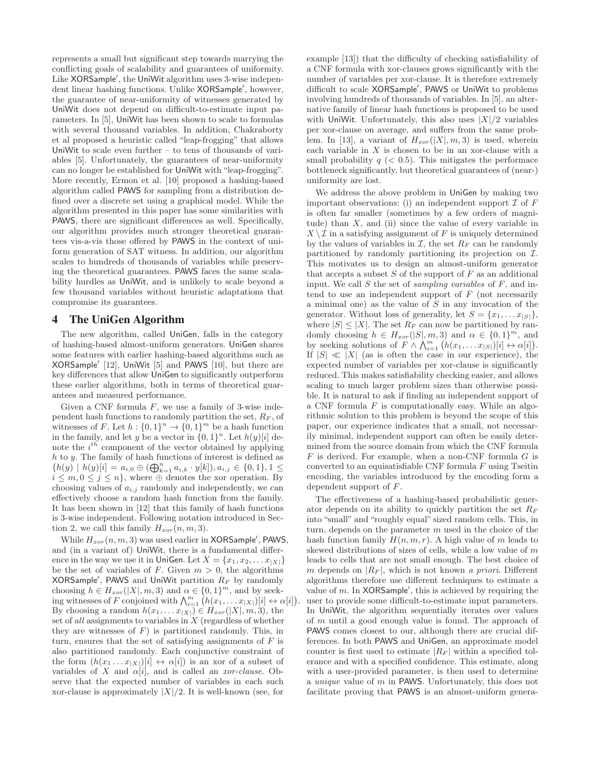represents a small but significant step towards marrying the conflicting goals of scalability and guarantees of uniformity. Like XORSample′, the UniWit algorithm uses 3-wise independent linear hashing functions. Unlike XORSample′, however, the guarantee of near-uniformity of witnesses generated by UniWit does not depend on difficult-to-estimate input parameters. In [5], UniWit has been shown to scale to formulas with several thousand variables. In addition, Chakraborty et al proposed a heuristic called "leap-frogging" that allows UniWit to scale even further – to tens of thousands of variables [5]. Unfortunately, the guarantees of near-uniformity can no longer be established for UniWit with "leap-frogging". More recently, Ermon et al. [10] proposed a hashing-based algorithm called PAWS for sampling from a distribution defined over a discrete set using a graphical model. While the algorithm presented in this paper has some similarities with PAWS, there are significant differences as well. Specifically, our algorithm provides much stronger theoretical guarantees vis-a-vis those offered by PAWS in the context of uniform generation of SAT witness. In addition, our algorithm scales to hundreds of thousands of variables while preserving the theoretical guarantees. PAWS faces the same scalability hurdles as UniWit, and is unlikely to scale beyond a few thousand variables without heuristic adaptations that compromise its guarantees.

## 4 The UniGen Algorithm

The new algorithm, called UniGen, falls in the category of hashing-based almost-uniform generators. UniGen shares some features with earlier hashing-based algorithms such as XORSample′ [12], UniWit [5] and PAWS [10], but there are key differences that allow UniGen to significantly outperform these earlier algorithms, both in terms of theoretical guarantees and measured performance.

Given a CNF formula $F$, we use a family of 3-wise independent hash functions to randomly partition the set, $R_F$, of witnesses of $F$. Let $h : \{0,1\}^n \rightarrow \{0,1\}^m$ be a hash function in the family, and let $y$ be a vector in $\{0,1\}^n$. Let $h(y)[i]$ denote the $i^{th}$ component of the vector obtained by applying $h$ to $y$. The family of hash functions of interest is defined as $\{h(y) \mid h(y)[i] = a_{i,0} \oplus (\bigoplus_{k=1}^{n} a_{i,k} \cdot y[k]), a_{i,j} \in \{0,1\}, 1 \leq i \leq m, 0 \leq j \leq n\}$, where $\oplus$ denotes the xor operation. By choosing values of $a_{i,j}$ randomly and independently, we can effectively choose a random hash function from the family. It has been shown in [12] that this family of hash functions is 3-wise independent. Following notation introduced in Section 2, we call this family $H_{xor}(n,m,3)$.

While $H_{xor}(n,m,3)$ was used earlier in XORSample′, PAWS, and (in a variant of) UniWit, there is a fundamental difference in the way we use it in UniGen. Let $X = \{x_1, x_2, \ldots x_{|X|}\}$ be the set of variables of $F$. Given $m > 0$, the algorithms XORSample′, PAWS and UniWit partition $R_F$ by randomly choosing $h \in H_{xor}(|X|, m, 3)$ and $\alpha \in \{0,1\}^m$, and by seeking witnesses of $F$ conjoined with $\bigwedge_{i=1}^{m} \left(h(x_1, \ldots x_{|X|})[i] \leftrightarrow \alpha[i]\right)$. By choosing a random $h(x_1, \ldots x_{|X|}) \in H_{xor}(|X|, m, 3)$, the set of *all* assignments to variables in $X$ (regardless of whether they are witnesses of $F$) is partitioned randomly. This, in turn, ensures that the set of satisfying assignments of $F$ is also partitioned randomly. Each conjunctive constraint of the form $(h(x_1 \ldots x_{|X|})[i] \leftrightarrow \alpha[i])$ is an xor of a subset of variables of $X$ and $\alpha[i]$, and is called an *xor-clause*. Observe that the expected number of variables in each such xor-clause is approximately $|X|/2$. It is well-known (see, for example [13]) that the difficulty of checking satisfiability of a CNF formula with xor-clauses grows significantly with the number of variables per xor-clause. It is therefore extremely difficult to scale XORSample′, PAWS or UniWit to problems involving hundreds of thousands of variables. In [5], an alternative family of linear hash functions is proposed to be used with UniWit. Unfortunately, this also uses $|X|/2$ variables per xor-clause on average, and suffers from the same problem. In [13], a variant of $H_{xor}(|X|, m, 3)$ is used, wherein each variable in $X$ is chosen to be in an xor-clause with a small probability $q$ ($< 0.5$). This mitigates the performace bottleneck significantly, but theoretical guarantees of (near-) uniformity are lost.

We address the above problem in UniGen by making two important observations: (i) an independent support $\mathcal{I}$ of $F$ is often far smaller (sometimes by a few orders of magnitude) than $X$, and (ii) since the value of every variable in $X \setminus \mathcal{I}$ in a satisfying assignment of $F$ is uniquely determined by the values of variables in $\mathcal{I}$, the set $R_F$ can be randomly partitioned by randomly partitioning its projection on $\mathcal{I}$. This motivates us to design an almost-uniform generator that accepts a subset $S$ of the support of $F$ as an additional input. We call $S$ the set of *sampling variables* of $F$, and intend to use an independent support of $F$ (not necessarily a minimal one) as the value of $S$ in any invocation of the generator. Without loss of generality, let $S = \{x_1, \ldots x_{|S|}\}$, where $|S| \leq |X|$. The set $R_F$ can now be partitioned by randomly choosing $h \in H_{xor}(|S|, m, 3)$ and $\alpha \in \{0,1\}^m$, and by seeking solutions of $F \wedge \bigwedge_{i=1}^{m} \left(h(x_1, \ldots x_{|S|})[i] \leftrightarrow \alpha[i]\right)$. If $|S| \ll |X|$ (as is often the case in our experience), the expected number of variables per xor-clause is significantly reduced. This makes satisfiability checking easier, and allows scaling to much larger problem sizes than otherwise possible. It is natural to ask if finding an independent support of a CNF formula $F$ is computationally easy. While an algorithmic solution to this problem is beyond the scope of this paper, our experience indicates that a small, not necessarily minimal, independent support can often be easily determined from the source domain from which the CNF formula $F$ is derived. For example, when a non-CNF formula $G$ is converted to an equisatisfiable CNF formula $F$ using Tseitin encoding, the variables introduced by the encoding form a dependent support of $F$.

The effectiveness of a hashing-based probabilistic generator depends on its ability to quickly partition the set $R_F$ into "small" and "roughly equal" sized random cells. This, in turn, depends on the parameter $m$ used in the choice of the hash function family $H(n, m, r)$. A high value of $m$ leads to skewed distributions of sizes of cells, while a low value of $m$ leads to cells that are not small enough. The best choice of $m$ depends on $|R_F|$, which is not known *a priori*. Different algorithms therefore use different techniques to estimate a value of $m$. In XORSample′, this is achieved by requiring the user to provide some difficult-to-estimate input parameters. In UniWit, the algorithm sequentially iterates over values of $m$ until a good enough value is found. The approach of PAWS comes closest to our, although there are crucial differences. In both PAWS and UniGen, an approximate model counter is first used to estimate $|R_F|$ within a specified tolerance and with a specified confidence. This estimate, along with a user-provided parameter, is then used to determine a *unique* value of $m$ in PAWS. Unfortunately, this does not facilitate proving that PAWS is an almost-uniform genera-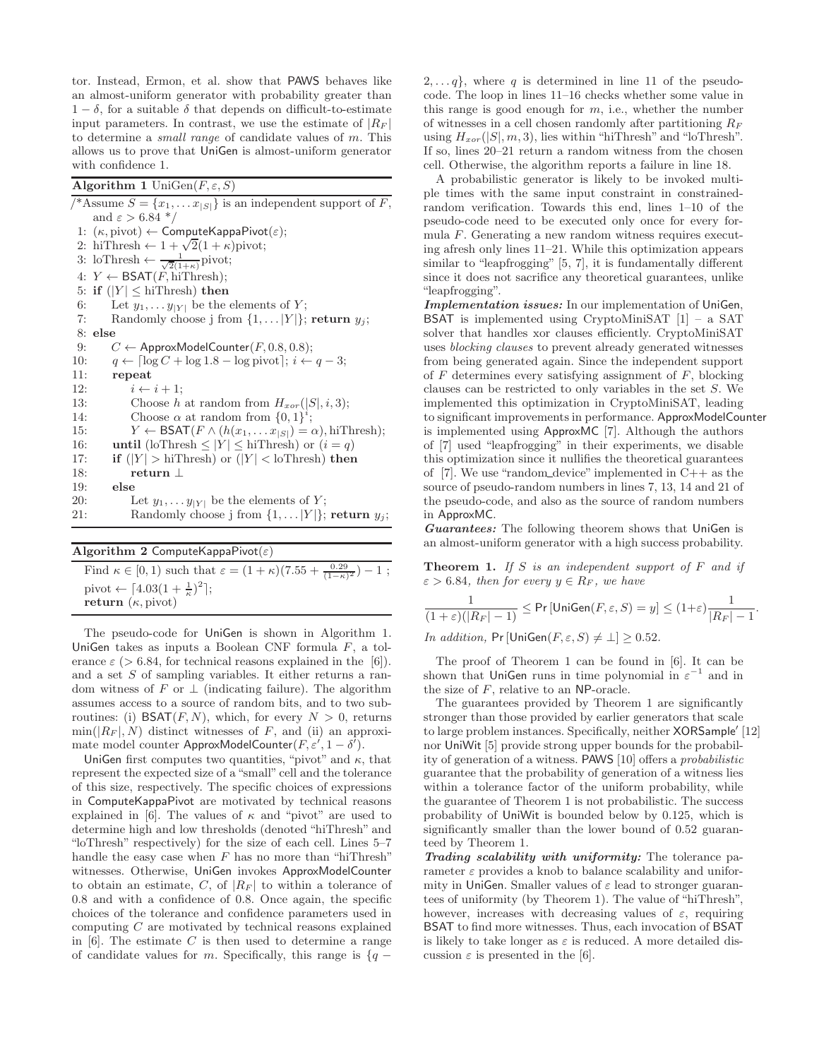tor. Instead, Ermon, et al. show that PAWS behaves like an almost-uniform generator with probability greater than $1-\delta$, for a suitable $\delta$ that depends on difficult-to-estimate input parameters. In contrast, we use the estimate of $|R_F|$ to determine a *small range* of candidate values of $m$. This allows us to prove that UniGen is almost-uniform generator with confidence 1.

**Algorithm 1** UniGen($F, \varepsilon, S$)

```
/*Assume S = {x_1, ... x_|S|} is an independent support of F,
  and ε > 6.84 */
 1: (κ, pivot) ← ComputeKappaPivot(ε);
 2: hiThresh ← 1 + √2(1 + κ)pivot;
 3: loThresh ← (1 / (√2(1+κ))) pivot;
 4: Y ← BSAT(F, hiThresh);
 5: if (|Y| ≤ hiThresh) then
 6:     Let y_1, ... y_|Y| be the elements of Y;
 7:     Randomly choose j from {1, ... |Y|}; return y_j;
 8: else
 9:     C ← ApproxModelCounter(F, 0.8, 0.8);
10:     q ← ⌈log C + log 1.8 − log pivot⌉; i ← q − 3;
11:     repeat
12:         i ← i + 1;
13:         Choose h at random from H_xor(|S|, i, 3);
14:         Choose α at random from {0, 1}^i;
15:         Y ← BSAT(F ∧ (h(x_1, ... x_|S|) = α), hiThresh);
16:     until (loThresh ≤ |Y| ≤ hiThresh) or (i = q)
17:     if (|Y| > hiThresh) or (|Y| < loThresh) then
18:         return ⊥
19:     else
20:         Let y_1, ... y_|Y| be the elements of Y;
21:         Randomly choose j from {1, ... |Y|}; return y_j;
```

**Algorithm 2** ComputeKappaPivot($\varepsilon$)

```
Find κ ∈ [0, 1) such that ε = (1 + κ)(7.55 + 0.29/(1−κ)^2) − 1 ;
pivot ← ⌈4.03(1 + 1/κ)^2⌉;
return (κ, pivot)
```

The pseudo-code for UniGen is shown in Algorithm 1. UniGen takes as inputs a Boolean CNF formula $F$, a tolerance $\varepsilon$ ($> 6.84$, for technical reasons explained in the [6]). and a set $S$ of sampling variables. It either returns a random witness of $F$ or $\perp$ (indicating failure). The algorithm assumes access to a source of random bits, and to two subroutines: (i) BSAT($F, N$), which, for every $N > 0$, returns $\min(|R_F|, N)$ distinct witnesses of $F$, and (ii) an approximate model counter ApproxModelCounter($F, \varepsilon', 1-\delta'$).

UniGen first computes two quantities, "pivot" and $\kappa$, that represent the expected size of a "small" cell and the tolerance of this size, respectively. The specific choices of expressions in ComputeKappaPivot are motivated by technical reasons explained in [6]. The values of $\kappa$ and "pivot" are used to determine high and low thresholds (denoted "hiThresh" and "loThresh" respectively) for the size of each cell. Lines 5–7 handle the easy case when $F$ has no more than "hiThresh" witnesses. Otherwise, UniGen invokes ApproxModelCounter to obtain an estimate, $C$, of $|R_F|$ to within a tolerance of 0.8 and with a confidence of 0.8. Once again, the specific choices of the tolerance and confidence parameters used in computing $C$ are motivated by technical reasons explained in [6]. The estimate $C$ is then used to determine a range of candidate values for $m$. Specifically, this range is $\{q - 2, \ldots q\}$, where $q$ is determined in line 11 of the pseudocode. The loop in lines 11–16 checks whether some value in this range is good enough for $m$, i.e., whether the number of witnesses in a cell chosen randomly after partitioning $R_F$ using $H_{xor}(|S|, m, 3)$, lies within "hiThresh" and "loThresh". If so, lines 20–21 return a random witness from the chosen cell. Otherwise, the algorithm reports a failure in line 18.

A probabilistic generator is likely to be invoked multiple times with the same input constraint in constrained-random verification. Towards this end, lines 1–10 of the pseudo-code need to be executed only once for every formula $F$. Generating a new random witness requires executing afresh only lines 11–21. While this optimization appears similar to "leapfrogging" [5, 7], it is fundamentally different since it does not sacrifice any theoretical guarantees, unlike "leapfrogging".

***Implementation issues:*** In our implementation of UniGen, BSAT is implemented using CryptoMiniSAT [1] – a SAT solver that handles xor clauses efficiently. CryptoMiniSAT uses *blocking clauses* to prevent already generated witnesses from being generated again. Since the independent support of $F$ determines every satisfying assignment of $F$, blocking clauses can be restricted to only variables in the set $S$. We implemented this optimization in CryptoMiniSAT, leading to significant improvements in performance. ApproxModelCounter is implemented using ApproxMC [7]. Although the authors of [7] used "leapfrogging" in their experiments, we disable this optimization since it nullifies the theoretical guarantees of [7]. We use "random_device" implemented in C++ as the source of pseudo-random numbers in lines 7, 13, 14 and 21 of the pseudo-code, and also as the source of random numbers in ApproxMC.

***Guarantees:*** The following theorem shows that UniGen is an almost-uniform generator with a high success probability.

**Theorem 1.** *If $S$ is an independent support of $F$ and if $\varepsilon > 6.84$, then for every $y \in R_F$, we have*

$$\frac{1}{(1+\varepsilon)(|R_F|-1)} \leq \Pr\left[\mathsf{UniGen}(F,\varepsilon,S) = y\right] \leq (1+\varepsilon)\frac{1}{|R_F|-1}.$$

*In addition,* $\Pr\left[\mathsf{UniGen}(F,\varepsilon,S) \neq \perp\right] \geq 0.52$.

The proof of Theorem 1 can be found in [6]. It can be shown that UniGen runs in time polynomial in $\varepsilon^{-1}$ and in the size of $F$, relative to an NP-oracle.

The guarantees provided by Theorem 1 are significantly stronger than those provided by earlier generators that scale to large problem instances. Specifically, neither XORSample′ [12] nor UniWit [5] provide strong upper bounds for the probability of generation of a witness. PAWS [10] offers a *probabilistic* guarantee that the probability of generation of a witness lies within a tolerance factor of the uniform probability, while the guarantee of Theorem 1 is not probabilistic. The success probability of UniWit is bounded below by 0.125, which is significantly smaller than the lower bound of 0.52 guaranteed by Theorem 1.

***Trading scalability with uniformity:*** The tolerance parameter $\varepsilon$ provides a knob to balance scalability and uniformity in UniGen. Smaller values of $\varepsilon$ lead to stronger guarantees of uniformity (by Theorem 1). The value of "hiThresh", however, increases with decreasing values of $\varepsilon$, requiring BSAT to find more witnesses. Thus, each invocation of BSAT is likely to take longer as $\varepsilon$ is reduced. A more detailed discussion $\varepsilon$ is presented in the [6].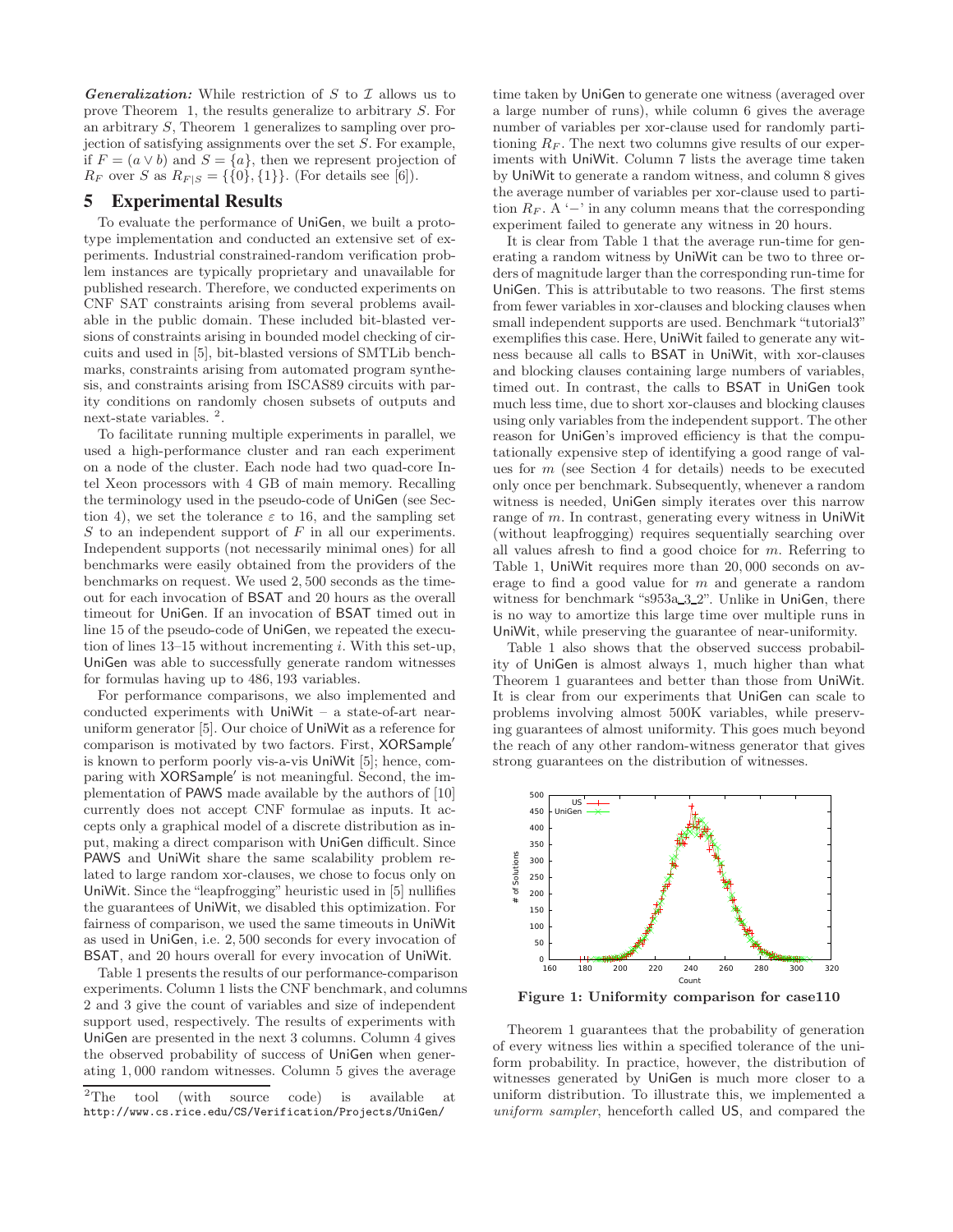*Generalization:* While restriction of $S$ to $\mathcal{I}$ allows us to prove Theorem 1, the results generalize to arbitrary $S$. For an arbitrary $S$, Theorem 1 generalizes to sampling over projection of satisfying assignments over the set $S$. For example, if $F = (a \vee b)$ and $S = \{a\}$, then we represent projection of $R_F$ over $S$ as $R_{F|S} = \{\{0\}, \{1\}\}$. (For details see [6]).

## 5 Experimental Results

To evaluate the performance of UniGen, we built a prototype implementation and conducted an extensive set of experiments. Industrial constrained-random verification problem instances are typically proprietary and unavailable for published research. Therefore, we conducted experiments on CNF SAT constraints arising from several problems available in the public domain. These included bit-blasted versions of constraints arising in bounded model checking of circuits and used in [5], bit-blasted versions of SMTLib benchmarks, constraints arising from automated program synthesis, and constraints arising from ISCAS89 circuits with parity conditions on randomly chosen subsets of outputs and next-state variables. [2].

To facilitate running multiple experiments in parallel, we used a high-performance cluster and ran each experiment on a node of the cluster. Each node had two quad-core Intel Xeon processors with 4 GB of main memory. Recalling the terminology used in the pseudo-code of UniGen (see Section 4), we set the tolerance $\varepsilon$ to 16, and the sampling set $S$ to an independent support of $F$ in all our experiments. Independent supports (not necessarily minimal ones) for all benchmarks were easily obtained from the providers of the benchmarks on request. We used 2,500 seconds as the timeout for each invocation of BSAT and 20 hours as the overall timeout for UniGen. If an invocation of BSAT timed out in line 15 of the pseudo-code of UniGen, we repeated the execution of lines 13–15 without incrementing $i$. With this set-up, UniGen was able to successfully generate random witnesses for formulas having up to 486,193 variables.

For performance comparisons, we also implemented and conducted experiments with UniWit – a state-of-art near-uniform generator [5]. Our choice of UniWit as a reference for comparison is motivated by two factors. First, XORSample′ is known to perform poorly vis-a-vis UniWit [5]; hence, comparing with XORSample′ is not meaningful. Second, the implementation of PAWS made available by the authors of [10] currently does not accept CNF formulae as inputs. It accepts only a graphical model of a discrete distribution as input, making a direct comparison with UniGen difficult. Since PAWS and UniWit share the same scalability problem related to large random xor-clauses, we chose to focus only on UniWit. Since the "leapfrogging" heuristic used in [5] nullifies the guarantees of UniWit, we disabled this optimization. For fairness of comparison, we used the same timeouts in UniWit as used in UniGen, i.e. 2,500 seconds for every invocation of BSAT, and 20 hours overall for every invocation of UniWit.

Table 1 presents the results of our performance-comparison experiments. Column 1 lists the CNF benchmark, and columns 2 and 3 give the count of variables and size of independent support used, respectively. The results of experiments with UniGen are presented in the next 3 columns. Column 4 gives the observed probability of success of UniGen when generating 1,000 random witnesses. Column 5 gives the average time taken by UniGen to generate one witness (averaged over a large number of runs), while column 6 gives the average number of variables per xor-clause used for randomly partitioning $R_F$. The next two columns give results of our experiments with UniWit. Column 7 lists the average time taken by UniWit to generate a random witness, and column 8 gives the average number of variables per xor-clause used to partition $R_F$. A '−' in any column means that the corresponding experiment failed to generate any witness in 20 hours.

It is clear from Table 1 that the average run-time for generating a random witness by UniWit can be two to three orders of magnitude larger than the corresponding run-time for UniGen. This is attributable to two reasons. The first stems from fewer variables in xor-clauses and blocking clauses when small independent supports are used. Benchmark "tutorial3" exemplifies this case. Here, UniWit failed to generate any witness because all calls to BSAT in UniWit, with xor-clauses and blocking clauses containing large numbers of variables, timed out. In contrast, the calls to BSAT in UniGen took much less time, due to short xor-clauses and blocking clauses using only variables from the independent support. The other reason for UniGen's improved efficiency is that the computationally expensive step of identifying a good range of values for $m$ (see Section 4 for details) needs to be executed only once per benchmark. Subsequently, whenever a random witness is needed, UniGen simply iterates over this narrow range of $m$. In contrast, generating every witness in UniWit (without leapfrogging) requires sequentially searching over all values afresh to find a good choice for $m$. Referring to Table 1, UniWit requires more than 20,000 seconds on average to find a good value for $m$ and generate a random witness for benchmark "s953a_3_2". Unlike in UniGen, there is no way to amortize this large time over multiple runs in UniWit, while preserving the guarantee of near-uniformity.

Table 1 also shows that the observed success probability of UniGen is almost always 1, much higher than what Theorem 1 guarantees and better than those from UniWit. It is clear from our experiments that UniGen can scale to problems involving almost 500K variables, while preserving guarantees of almost uniformity. This goes much beyond the reach of any other random-witness generator that gives strong guarantees on the distribution of witnesses.

**Figure 1: Uniformity comparison for case110**

Theorem 1 guarantees that the probability of generation of every witness lies within a specified tolerance of the uniform probability. In practice, however, the distribution of witnesses generated by UniGen is much more closer to a uniform distribution. To illustrate this, we implemented a *uniform sampler*, henceforth called US, and compared the

[2]The tool (with source code) is available at http://www.cs.rice.edu/CS/Verification/Projects/UniGen/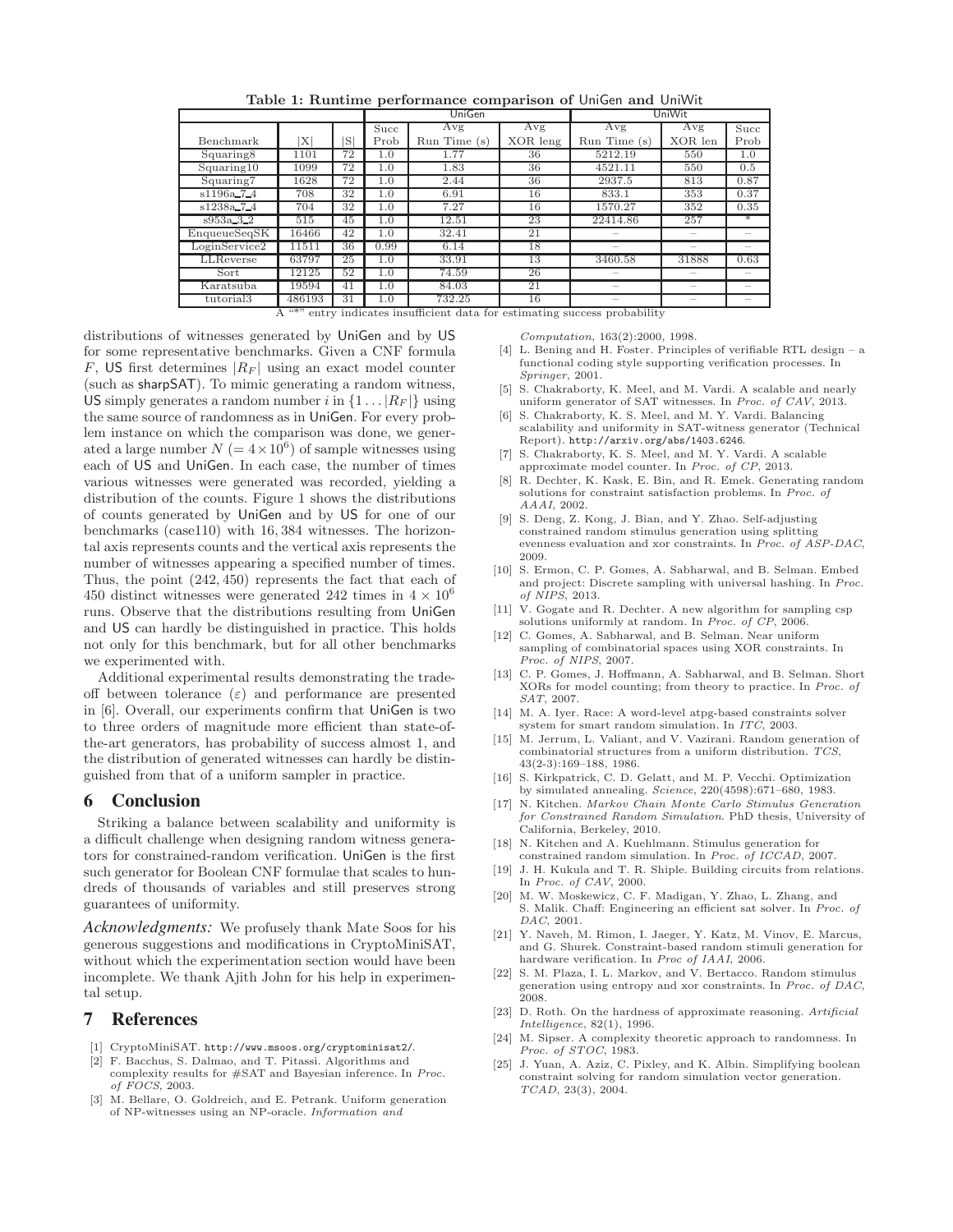**Table 1: Runtime performance comparison of UniGen and UniWit**

| | | | UniGen | | | UniWit | | |
|---|---|---|---|---|---|---|---|---|
| Benchmark | \|X\| | \|S\| | Succ Prob | Avg Run Time (s) | Avg XOR leng | Avg Run Time (s) | Avg XOR len | Succ Prob |
| Squaring8 | 1101 | 72 | 1.0 | 1.77 | 36 | 5212.19 | 550 | 1.0 |
| Squaring10 | 1099 | 72 | 1.0 | 1.83 | 36 | 4521.11 | 550 | 0.5 |
| Squaring7 | 1628 | 72 | 1.0 | 2.44 | 36 | 2937.5 | 813 | 0.87 |
| s1196a_7_4 | 708 | 32 | 1.0 | 6.91 | 16 | 833.1 | 353 | 0.37 |
| s1238a_7_4 | 704 | 32 | 1.0 | 7.27 | 16 | 1570.27 | 352 | 0.35 |
| s953a_3_2 | 515 | 45 | 1.0 | 12.51 | 23 | 22414.86 | 257 | * |
| EnqueueSeqSK | 16466 | 42 | 1.0 | 32.41 | 21 | – | – | – |
| LoginService2 | 11511 | 36 | 0.99 | 6.14 | 18 | – | – | – |
| LLReverse | 63797 | 25 | 1.0 | 33.91 | 13 | 3460.58 | 31888 | 0.63 |
| Sort | 12125 | 52 | 1.0 | 74.59 | 26 | – | – | – |
| Karatsuba | 19594 | 41 | 1.0 | 84.03 | 21 | – | – | – |
| tutorial3 | 486193 | 31 | 1.0 | 732.25 | 16 | – | – | – |

A "*" entry indicates insufficient data for estimating success probability

distributions of witnesses generated by UniGen and by US for some representative benchmarks. Given a CNF formula $F$, US first determines $|R_F|$ using an exact model counter (such as sharpSAT). To mimic generating a random witness, US simply generates a random number $i$ in $\{1 \ldots |R_F|\}$ using the same source of randomness as in UniGen. For every problem instance on which the comparison was done, we generated a large number $N$ $(= 4 \times 10^6)$ of sample witnesses using each of US and UniGen. In each case, the number of times various witnesses were generated was recorded, yielding a distribution of the counts. Figure 1 shows the distributions of counts generated by UniGen and by US for one of our benchmarks (case110) with 16,384 witnesses. The horizontal axis represents counts and the vertical axis represents the number of witnesses appearing a specified number of times. Thus, the point (242, 450) represents the fact that each of 450 distinct witnesses were generated 242 times in $4 \times 10^6$ runs. Observe that the distributions resulting from UniGen and US can hardly be distinguished in practice. This holds not only for this benchmark, but for all other benchmarks we experimented with.

Additional experimental results demonstrating the tradeoff between tolerance ($\varepsilon$) and performance are presented in [6]. Overall, our experiments confirm that UniGen is two to three orders of magnitude more efficient than state-of-the-art generators, has probability of success almost 1, and the distribution of generated witnesses can hardly be distinguished from that of a uniform sampler in practice.

## 6 Conclusion

Striking a balance between scalability and uniformity is a difficult challenge when designing random witness generators for constrained-random verification. UniGen is the first such generator for Boolean CNF formulae that scales to hundreds of thousands of variables and still preserves strong guarantees of uniformity.

*Acknowledgments:* We profusely thank Mate Soos for his generous suggestions and modifications in CryptoMiniSAT, without which the experimentation section would have been incomplete. We thank Ajith John for his help in experimental setup.

## 7 References

[1] CryptoMiniSAT. http://www.msoos.org/cryptominisat2/.

[2] F. Bacchus, S. Dalmao, and T. Pitassi. Algorithms and complexity results for #SAT and Bayesian inference. In *Proc. of FOCS*, 2003.

[3] M. Bellare, O. Goldreich, and E. Petrank. Uniform generation of NP-witnesses using an NP-oracle. *Information and Computation*, 163(2):2000, 1998.

[4] L. Bening and H. Foster. Principles of verifiable RTL design – a functional coding style supporting verification processes. In *Springer*, 2001.

[5] S. Chakraborty, K. Meel, and M. Vardi. A scalable and nearly uniform generator of SAT witnesses. In *Proc. of CAV*, 2013.

[6] S. Chakraborty, K. S. Meel, and M. Y. Vardi. Balancing scalability and uniformity in SAT-witness generator (Technical Report). http://arxiv.org/abs/1403.6246.

[7] S. Chakraborty, K. S. Meel, and M. Y. Vardi. A scalable approximate model counter. In *Proc. of CP*, 2013.

[8] R. Dechter, K. Kask, E. Bin, and R. Emek. Generating random solutions for constraint satisfaction problems. In *Proc. of AAAI*, 2002.

[9] S. Deng, Z. Kong, J. Bian, and Y. Zhao. Self-adjusting constrained random stimulus generation using splitting evenness evaluation and xor constraints. In *Proc. of ASP-DAC*, 2009.

[10] S. Ermon, C. P. Gomes, A. Sabharwal, and B. Selman. Embed and project: Discrete sampling with universal hashing. In *Proc. of NIPS*, 2013.

[11] V. Gogate and R. Dechter. A new algorithm for sampling csp solutions uniformly at random. In *Proc. of CP*, 2006.

[12] C. Gomes, A. Sabharwal, and B. Selman. Near uniform sampling of combinatorial spaces using XOR constraints. In *Proc. of NIPS*, 2007.

[13] C. P. Gomes, J. Hoffmann, A. Sabharwal, and B. Selman. Short XORs for model counting; from theory to practice. In *Proc. of SAT*, 2007.

[14] M. A. Iyer. Race: A word-level atpg-based constraints solver system for smart random simulation. In *ITC*, 2003.

[15] M. Jerrum, L. Valiant, and V. Vazirani. Random generation of combinatorial structures from a uniform distribution. *TCS*, 43(2-3):169–188, 1986.

[16] S. Kirkpatrick, C. D. Gelatt, and M. P. Vecchi. Optimization by simulated annealing. *Science*, 220(4598):671–680, 1983.

[17] N. Kitchen. *Markov Chain Monte Carlo Stimulus Generation for Constrained Random Simulation*. PhD thesis, University of California, Berkeley, 2010.

[18] N. Kitchen and A. Kuehlmann. Stimulus generation for constrained random simulation. In *Proc. of ICCAD*, 2007.

[19] J. H. Kukula and T. R. Shiple. Building circuits from relations. In *Proc. of CAV*, 2000.

[20] M. W. Moskewicz, C. F. Madigan, Y. Zhao, L. Zhang, and S. Malik. Chaff: Engineering an efficient sat solver. In *Proc. of DAC*, 2001.

[21] Y. Naveh, M. Rimon, I. Jaeger, Y. Katz, M. Vinov, E. Marcus, and G. Shurek. Constraint-based random stimuli generation for hardware verification. In *Proc of IAAI*, 2006.

[22] S. M. Plaza, I. L. Markov, and V. Bertacco. Random stimulus generation using entropy and xor constraints. In *Proc. of DAC*, 2008.

[23] D. Roth. On the hardness of approximate reasoning. *Artificial Intelligence*, 82(1), 1996.

[24] M. Sipser. A complexity theoretic approach to randomness. In *Proc. of STOC*, 1983.

[25] J. Yuan, A. Aziz, C. Pixley, and K. Albin. Simplifying boolean constraint solving for random simulation vector generation. *TCAD*, 23(3), 2004.